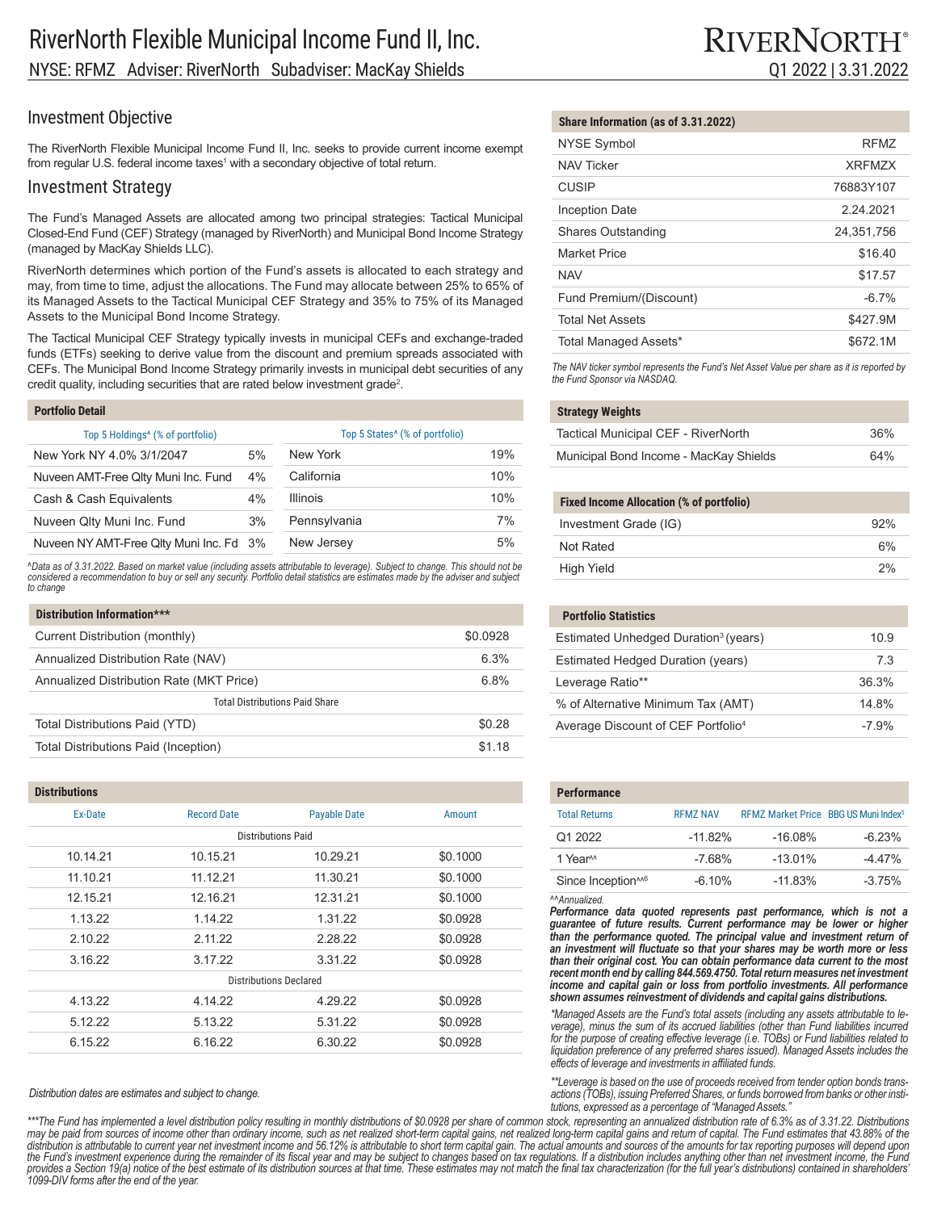# RiverNorth Flexible Municipal Income Fund II, Inc.

NYSE: RFMZ   Adviser: RiverNorth   Subadviser: MacKay Shields

RIVERNORTH®

Q1 2022 | 3.31.2022

## Investment Objective

The RiverNorth Flexible Municipal Income Fund II, Inc. seeks to provide current income exempt from regular U.S. federal income taxes[1] with a secondary objective of total return.

## Investment Strategy

The Fund's Managed Assets are allocated among two principal strategies: Tactical Municipal Closed-End Fund (CEF) Strategy (managed by RiverNorth) and Municipal Bond Income Strategy (managed by MacKay Shields LLC).

RiverNorth determines which portion of the Fund's assets is allocated to each strategy and may, from time to time, adjust the allocations. The Fund may allocate between 25% to 65% of its Managed Assets to the Tactical Municipal CEF Strategy and 35% to 75% of its Managed Assets to the Municipal Bond Income Strategy.

The Tactical Municipal CEF Strategy typically invests in municipal CEFs and exchange-traded funds (ETFs) seeking to derive value from the discount and premium spreads associated with CEFs. The Municipal Bond Income Strategy primarily invests in municipal debt securities of any credit quality, including securities that are rated below investment grade[2].

### Portfolio Detail

| Top 5 Holdings^ (% of portfolio) | |
|---|---|
| New York NY 4.0% 3/1/2047 | 5% |
| Nuveen AMT-Free Qlty Muni Inc. Fund | 4% |
| Cash & Cash Equivalents | 4% |
| Nuveen Qlty Muni Inc. Fund | 3% |
| Nuveen NY AMT-Free Qlty Muni Inc. Fd | 3% |

| Top 5 States^ (% of portfolio) | |
|---|---|
| New York | 19% |
| California | 10% |
| Illinois | 10% |
| Pennsylvania | 7% |
| New Jersey | 5% |

*^Data as of 3.31.2022. Based on market value (including assets attributable to leverage). Subject to change. This should not be considered a recommendation to buy or sell any security. Portfolio detail statistics are estimates made by the adviser and subject to change*

### Distribution Information***

| | |
|---|---|
| Current Distribution (monthly) | $0.0928 |
| Annualized Distribution Rate (NAV) | 6.3% |
| Annualized Distribution Rate (MKT Price) | 6.8% |
| **Total Distributions Paid Share** | |
| Total Distributions Paid (YTD) | $0.28 |
| Total Distributions Paid (Inception) | $1.18 |

### Distributions

| Ex-Date | Record Date | Payable Date | Amount |
|---|---|---|---|
| **Distributions Paid** | | | |
| 10.14.21 | 10.15.21 | 10.29.21 | $0.1000 |
| 11.10.21 | 11.12.21 | 11.30.21 | $0.1000 |
| 12.15.21 | 12.16.21 | 12.31.21 | $0.1000 |
| 1.13.22 | 1.14.22 | 1.31.22 | $0.0928 |
| 2.10.22 | 2.11.22 | 2.28.22 | $0.0928 |
| 3.16.22 | 3.17.22 | 3.31.22 | $0.0928 |
| **Distributions Declared** | | | |
| 4.13.22 | 4.14.22 | 4.29.22 | $0.0928 |
| 5.12.22 | 5.13.22 | 5.31.22 | $0.0928 |
| 6.15.22 | 6.16.22 | 6.30.22 | $0.0928 |

*Distribution dates are estimates and subject to change.*

### Share Information (as of 3.31.2022)

| | |
|---|---|
| NYSE Symbol | RFMZ |
| NAV Ticker | XRFMZX |
| CUSIP | 76883Y107 |
| Inception Date | 2.24.2021 |
| Shares Outstanding | 24,351,756 |
| Market Price | $16.40 |
| NAV | $17.57 |
| Fund Premium/(Discount) | -6.7% |
| Total Net Assets | $427.9M |
| Total Managed Assets* | $672.1M |

*The NAV ticker symbol represents the Fund's Net Asset Value per share as it is reported by the Fund Sponsor via NASDAQ.*

### Strategy Weights

| | |
|---|---|
| Tactical Municipal CEF - RiverNorth | 36% |
| Municipal Bond Income - MacKay Shields | 64% |

### Fixed Income Allocation (% of portfolio)

| | |
|---|---|
| Investment Grade (IG) | 92% |
| Not Rated | 6% |
| High Yield | 2% |

### Portfolio Statistics

| | |
|---|---|
| Estimated Unhedged Duration[3] (years) | 10.9 |
| Estimated Hedged Duration (years) | 7.3 |
| Leverage Ratio** | 36.3% |
| % of Alternative Minimum Tax (AMT) | 14.8% |
| Average Discount of CEF Portfolio[4] | -7.9% |

### Performance

| Total Returns | RFMZ NAV | RFMZ Market Price | BBG US Muni Index[5] |
|---|---|---|---|
| Q1 2022 | -11.82% | -16.08% | -6.23% |
| 1 Year^^ | -7.68% | -13.01% | -4.47% |
| Since Inception^^[6] | -6.10% | -11.83% | -3.75% |

*^^Annualized.*

***Performance data quoted represents past performance, which is not a guarantee of future results. Current performance may be lower or higher than the performance quoted. The principal value and investment return of an investment will fluctuate so that your shares may be worth more or less than their original cost. You can obtain performance data current to the most recent month end by calling 844.569.4750. Total return measures net investment income and capital gain or loss from portfolio investments. All performance shown assumes reinvestment of dividends and capital gains distributions.***

*\*Managed Assets are the Fund's total assets (including any assets attributable to leverage), minus the sum of its accrued liabilities (other than Fund liabilities incurred for the purpose of creating effective leverage (i.e. TOBs) or Fund liabilities related to liquidation preference of any preferred shares issued). Managed Assets includes the effects of leverage and investments in affiliated funds.*

*\*\*Leverage is based on the use of proceeds received from tender option bonds transactions (TOBs), issuing Preferred Shares, or funds borrowed from banks or other institutions, expressed as a percentage of "Managed Assets."*

*\*\*\*The Fund has implemented a level distribution policy resulting in monthly distributions of $0.0928 per share of common stock, representing an annualized distribution rate of 6.3% as of 3.31.22. Distributions may be paid from sources of income other than ordinary income, such as net realized short-term capital gains, net realized long-term capital gains and return of capital. The Fund estimates that 43.88% of the distribution is attributable to current year net investment income and 56.12% is attributable to short term capital gain. The actual amounts and sources of the amounts for tax reporting purposes will depend upon the Fund's investment experience during the remainder of its fiscal year and may be subject to change based on tax regulations. If a distribution includes anything other than net investment income, the Fund provides a Section 19(a) notice of the best estimate of its distribution sources at that time. These estimates may not match the final tax characterization (for the full year's distributions) contained in shareholders' 1099-DIV forms after the end of the year.*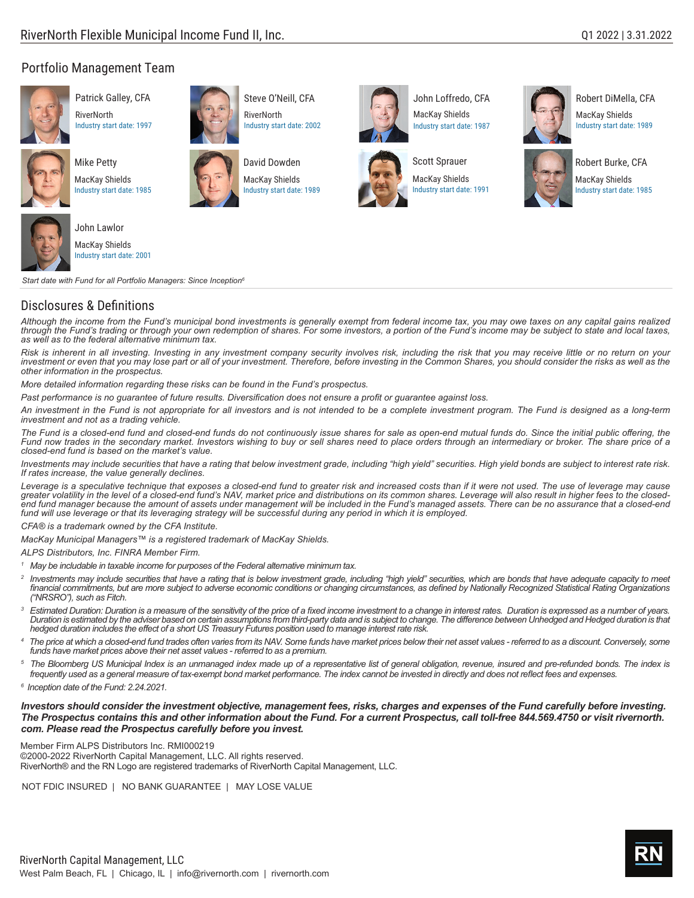## Portfolio Management Team

Patrick Galley, CFA
RiverNorth
Industry start date: 1997

Steve O'Neill, CFA
RiverNorth
Industry start date: 2002

John Loffredo, CFA
MacKay Shields
Industry start date: 1987

Robert DiMella, CFA
MacKay Shields
Industry start date: 1989

Mike Petty
MacKay Shields
Industry start date: 1985

David Dowden
MacKay Shields
Industry start date: 1989

Scott Sprauer
MacKay Shields
Industry start date: 1991

Robert Burke, CFA
MacKay Shields
Industry start date: 1985

John Lawlor
MacKay Shields
Industry start date: 2001

*Start date with Fund for all Portfolio Managers: Since Inception[6]*

## Disclosures & Definitions

*Although the income from the Fund's municipal bond investments is generally exempt from federal income tax, you may owe taxes on any capital gains realized through the Fund's trading or through your own redemption of shares. For some investors, a portion of the Fund's income may be subject to state and local taxes, as well as to the federal alternative minimum tax.*

*Risk is inherent in all investing. Investing in any investment company security involves risk, including the risk that you may receive little or no return on your investment or even that you may lose part or all of your investment. Therefore, before investing in the Common Shares, you should consider the risks as well as the other information in the prospectus.*

*More detailed information regarding these risks can be found in the Fund's prospectus.*

*Past performance is no guarantee of future results. Diversification does not ensure a profit or guarantee against loss.*

*An investment in the Fund is not appropriate for all investors and is not intended to be a complete investment program. The Fund is designed as a long-term investment and not as a trading vehicle.*

*The Fund is a closed-end fund and closed-end funds do not continuously issue shares for sale as open-end mutual funds do. Since the initial public offering, the Fund now trades in the secondary market. Investors wishing to buy or sell shares need to place orders through an intermediary or broker. The share price of a closed-end fund is based on the market's value.*

*Investments may include securities that have a rating that below investment grade, including "high yield" securities. High yield bonds are subject to interest rate risk. If rates increase, the value generally declines.*

*Leverage is a speculative technique that exposes a closed-end fund to greater risk and increased costs than if it were not used. The use of leverage may cause greater volatility in the level of a closed-end fund's NAV, market price and distributions on its common shares. Leverage will also result in higher fees to the closed-end fund manager because the amount of assets under management will be included in the Fund's managed assets. There can be no assurance that a closed-end fund will use leverage or that its leveraging strategy will be successful during any period in which it is employed.*

*CFA® is a trademark owned by the CFA Institute.*

*MacKay Municipal Managers™ is a registered trademark of MacKay Shields.*

*ALPS Distributors, Inc. FINRA Member Firm.*

[1] *May be includable in taxable income for purposes of the Federal alternative minimum tax.*

[2] *Investments may include securities that have a rating that is below investment grade, including "high yield" securities, which are bonds that have adequate capacity to meet financial commitments, but are more subject to adverse economic conditions or changing circumstances, as defined by Nationally Recognized Statistical Rating Organizations ("NRSRO"), such as Fitch.*

[3] *Estimated Duration: Duration is a measure of the sensitivity of the price of a fixed income investment to a change in interest rates. Duration is expressed as a number of years. Duration is estimated by the adviser based on certain assumptions from third-party data and is subject to change. The difference between Unhedged and Hedged duration is that hedged duration includes the effect of a short US Treasury Futures position used to manage interest rate risk.*

[4] *The price at which a closed-end fund trades often varies from its NAV. Some funds have market prices below their net asset values - referred to as a discount. Conversely, some funds have market prices above their net asset values - referred to as a premium.*

[5] *The Bloomberg US Municipal Index is an unmanaged index made up of a representative list of general obligation, revenue, insured and pre-refunded bonds. The index is frequently used as a general measure of tax-exempt bond market performance. The index cannot be invested in directly and does not reflect fees and expenses.*

[6] *Inception date of the Fund: 2.24.2021.*

***Investors should consider the investment objective, management fees, risks, charges and expenses of the Fund carefully before investing. The Prospectus contains this and other information about the Fund. For a current Prospectus, call toll-free 844.569.4750 or visit rivernorth.com. Please read the Prospectus carefully before you invest.***

Member Firm ALPS Distributors Inc. RMI000219
©2000-2022 RiverNorth Capital Management, LLC. All rights reserved.
RiverNorth® and the RN Logo are registered trademarks of RiverNorth Capital Management, LLC.

NOT FDIC INSURED | NO BANK GUARANTEE | MAY LOSE VALUE

RiverNorth Capital Management, LLC
West Palm Beach, FL | Chicago, IL | info@rivernorth.com | rivernorth.com

RN